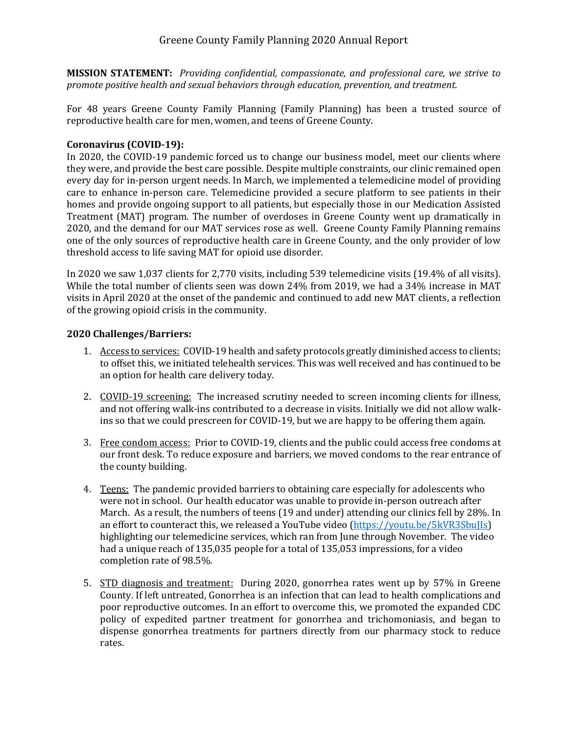# Greene County Family Planning 2020 Annual Report

**MISSION STATEMENT:** *Providing confidential, compassionate, and professional care, we strive to promote positive health and sexual behaviors through education, prevention, and treatment.*

For 48 years Greene County Family Planning (Family Planning) has been a trusted source of reproductive health care for men, women, and teens of Greene County.

**Coronavirus (COVID-19):**

In 2020, the COVID-19 pandemic forced us to change our business model, meet our clients where they were, and provide the best care possible. Despite multiple constraints, our clinic remained open every day for in-person urgent needs. In March, we implemented a telemedicine model of providing care to enhance in-person care. Telemedicine provided a secure platform to see patients in their homes and provide ongoing support to all patients, but especially those in our Medication Assisted Treatment (MAT) program. The number of overdoses in Greene County went up dramatically in 2020, and the demand for our MAT services rose as well. Greene County Family Planning remains one of the only sources of reproductive health care in Greene County, and the only provider of low threshold access to life saving MAT for opioid use disorder.

In 2020 we saw 1,037 clients for 2,770 visits, including 539 telemedicine visits (19.4% of all visits). While the total number of clients seen was down 24% from 2019, we had a 34% increase in MAT visits in April 2020 at the onset of the pandemic and continued to add new MAT clients, a reflection of the growing opioid crisis in the community.

**2020 Challenges/Barriers:**

1. <u>Access to services:</u> COVID-19 health and safety protocols greatly diminished access to clients; to offset this, we initiated telehealth services. This was well received and has continued to be an option for health care delivery today.

2. <u>COVID-19 screening:</u> The increased scrutiny needed to screen incoming clients for illness, and not offering walk-ins contributed to a decrease in visits. Initially we did not allow walk-ins so that we could prescreen for COVID-19, but we are happy to be offering them again.

3. <u>Free condom access:</u> Prior to COVID-19, clients and the public could access free condoms at our front desk. To reduce exposure and barriers, we moved condoms to the rear entrance of the county building.

4. <u>Teens:</u> The pandemic provided barriers to obtaining care especially for adolescents who were not in school. Our health educator was unable to provide in-person outreach after March. As a result, the numbers of teens (19 and under) attending our clinics fell by 28%. In an effort to counteract this, we released a YouTube video (https://youtu.be/5kVR3SbuJIs) highlighting our telemedicine services, which ran from June through November. The video had a unique reach of 135,035 people for a total of 135,053 impressions, for a video completion rate of 98.5%.

5. <u>STD diagnosis and treatment:</u> During 2020, gonorrhea rates went up by 57% in Greene County. If left untreated, Gonorrhea is an infection that can lead to health complications and poor reproductive outcomes. In an effort to overcome this, we promoted the expanded CDC policy of expedited partner treatment for gonorrhea and trichomoniasis, and began to dispense gonorrhea treatments for partners directly from our pharmacy stock to reduce rates.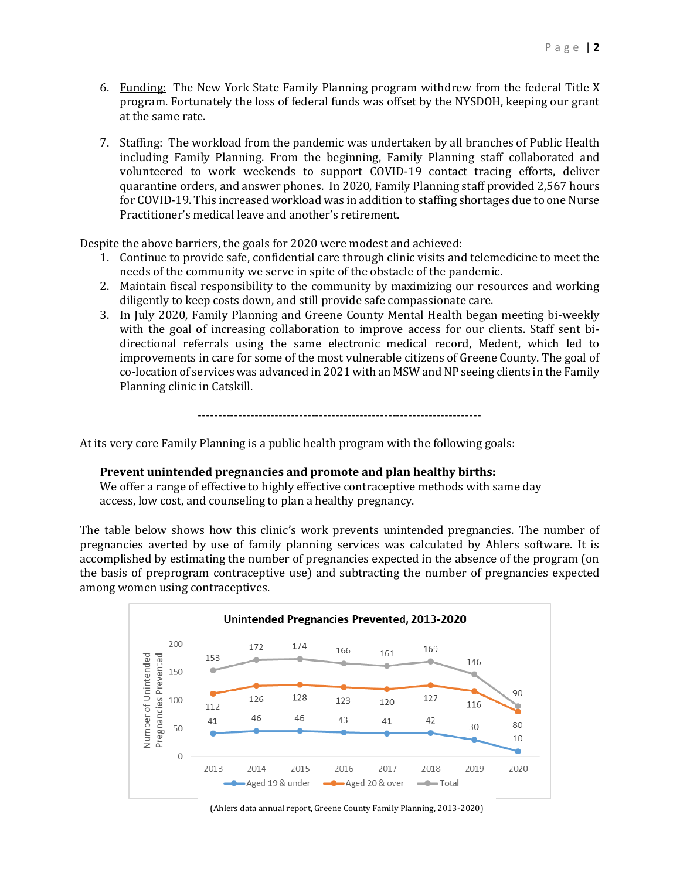6. Funding: The New York State Family Planning program withdrew from the federal Title X program. Fortunately the loss of federal funds was offset by the NYSDOH, keeping our grant at the same rate.

7. Staffing: The workload from the pandemic was undertaken by all branches of Public Health including Family Planning. From the beginning, Family Planning staff collaborated and volunteered to work weekends to support COVID-19 contact tracing efforts, deliver quarantine orders, and answer phones. In 2020, Family Planning staff provided 2,567 hours for COVID-19. This increased workload was in addition to staffing shortages due to one Nurse Practitioner's medical leave and another's retirement.

Despite the above barriers, the goals for 2020 were modest and achieved:

1. Continue to provide safe, confidential care through clinic visits and telemedicine to meet the needs of the community we serve in spite of the obstacle of the pandemic.
2. Maintain fiscal responsibility to the community by maximizing our resources and working diligently to keep costs down, and still provide safe compassionate care.
3. In July 2020, Family Planning and Greene County Mental Health began meeting bi-weekly with the goal of increasing collaboration to improve access for our clients. Staff sent bi-directional referrals using the same electronic medical record, Medent, which led to improvements in care for some of the most vulnerable citizens of Greene County. The goal of co-location of services was advanced in 2021 with an MSW and NP seeing clients in the Family Planning clinic in Catskill.

---

At its very core Family Planning is a public health program with the following goals:

**Prevent unintended pregnancies and promote and plan healthy births:**
We offer a range of effective to highly effective contraceptive methods with same day access, low cost, and counseling to plan a healthy pregnancy.

The table below shows how this clinic's work prevents unintended pregnancies. The number of pregnancies averted by use of family planning services was calculated by Ahlers software. It is accomplished by estimating the number of pregnancies expected in the absence of the program (on the basis of preprogram contraceptive use) and subtracting the number of pregnancies expected among women using contraceptives.

**Unintended Pregnancies Prevented, 2013-2020**

| Year | Aged 19 & under | Aged 20 & over | Total |
|---|---|---|---|
| 2013 | 41 | 112 | 153 |
| 2014 | 46 | 126 | 172 |
| 2015 | 46 | 128 | 174 |
| 2016 | 43 | 123 | 166 |
| 2017 | 41 | 120 | 161 |
| 2018 | 42 | 127 | 169 |
| 2019 | 30 | 116 | 146 |
| 2020 | 10 | 80 | 90 |

(Ahlers data annual report, Greene County Family Planning, 2013-2020)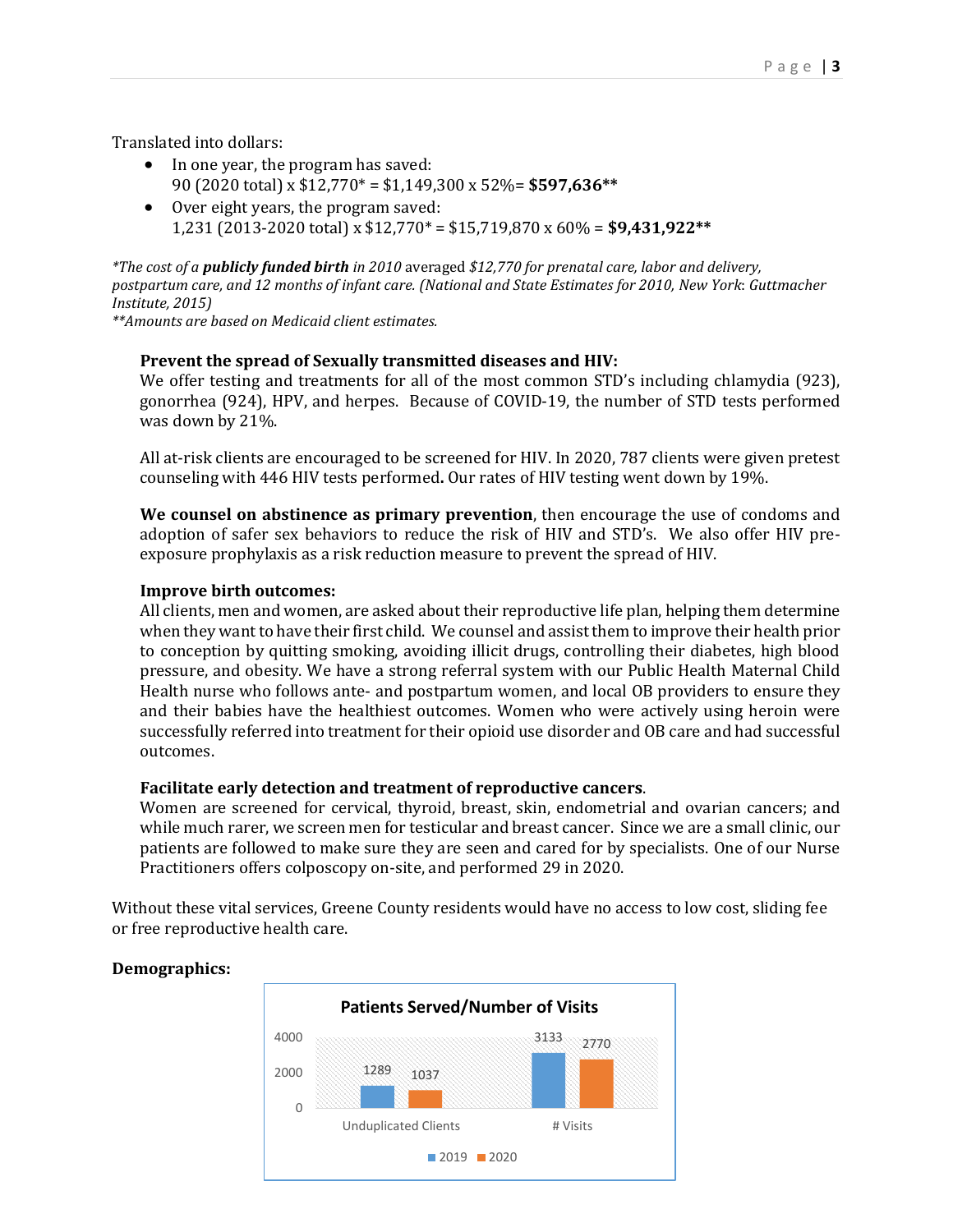Translated into dollars:

- In one year, the program has saved:
  90 (2020 total) x $12,770* = $1,149,300 x 52%= **$597,636****
- Over eight years, the program saved:
  1,231 (2013-2020 total) x $12,770* = $15,719,870 x 60% = **$9,431,922****

**The cost of a* ***publicly funded birth*** *in 2010 averaged $12,770 for prenatal care, labor and delivery, postpartum care, and 12 months of infant care. (National and State Estimates for 2010, New York: Guttmacher Institute, 2015)*
***Amounts are based on Medicaid client estimates.*

**Prevent the spread of Sexually transmitted diseases and HIV:**
We offer testing and treatments for all of the most common STD's including chlamydia (923), gonorrhea (924), HPV, and herpes. Because of COVID-19, the number of STD tests performed was down by 21%.

All at-risk clients are encouraged to be screened for HIV. In 2020, 787 clients were given pretest counseling with 446 HIV tests performed**.** Our rates of HIV testing went down by 19%.

**We counsel on abstinence as primary prevention**, then encourage the use of condoms and adoption of safer sex behaviors to reduce the risk of HIV and STD's. We also offer HIV pre-exposure prophylaxis as a risk reduction measure to prevent the spread of HIV.

**Improve birth outcomes:**
All clients, men and women, are asked about their reproductive life plan, helping them determine when they want to have their first child. We counsel and assist them to improve their health prior to conception by quitting smoking, avoiding illicit drugs, controlling their diabetes, high blood pressure, and obesity. We have a strong referral system with our Public Health Maternal Child Health nurse who follows ante- and postpartum women, and local OB providers to ensure they and their babies have the healthiest outcomes. Women who were actively using heroin were successfully referred into treatment for their opioid use disorder and OB care and had successful outcomes.

**Facilitate early detection and treatment of reproductive cancers**.
Women are screened for cervical, thyroid, breast, skin, endometrial and ovarian cancers; and while much rarer, we screen men for testicular and breast cancer. Since we are a small clinic, our patients are followed to make sure they are seen and cared for by specialists. One of our Nurse Practitioners offers colposcopy on-site, and performed 29 in 2020.

Without these vital services, Greene County residents would have no access to low cost, sliding fee or free reproductive health care.

**Demographics:**

**Patients Served/Number of Visits**

| | 2019 | 2020 |
|---|---|---|
| Unduplicated Clients | 1289 | 1037 |
| # Visits | 3133 | 2770 |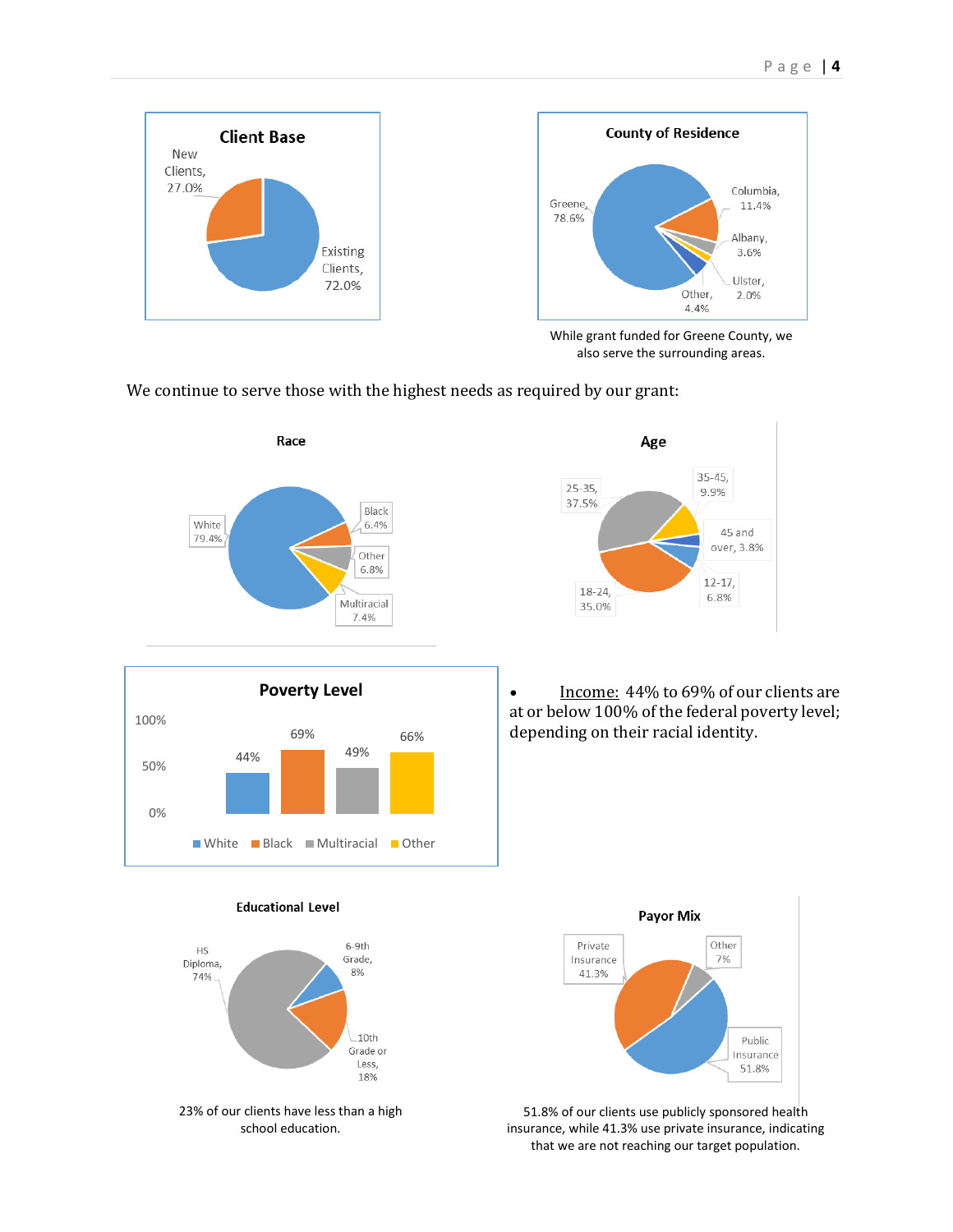**Client Base**

| Category | Percentage |
| --- | --- |
| New Clients | 27.0% |
| Existing Clients | 72.0% |

**County of Residence**

| County | Percentage |
| --- | --- |
| Greene | 78.6% |
| Columbia | 11.4% |
| Albany | 3.6% |
| Ulster | 2.0% |
| Other | 4.4% |

While grant funded for Greene County, we also serve the surrounding areas.

We continue to serve those with the highest needs as required by our grant:

**Race**

| Race | Percentage |
| --- | --- |
| White | 79.4% |
| Black | 6.4% |
| Other | 6.8% |
| Multiracial | 7.4% |

**Age**

| Age | Percentage |
| --- | --- |
| 12-17 | 6.8% |
| 18-24 | 35.0% |
| 25-35 | 37.5% |
| 35-45 | 9.9% |
| 45 and over | 3.8% |

**Poverty Level**

| White | Black | Multiracial | Other |
| --- | --- | --- | --- |
| 44% | 69% | 49% | 66% |

- Income: 44% to 69% of our clients are at or below 100% of the federal poverty level; depending on their racial identity.

**Educational Level**

| Level | Percentage |
| --- | --- |
| HS Diploma | 74% |
| 6-9th Grade | 8% |
| 10th Grade or Less | 18% |

23% of our clients have less than a high school education.

**Payor Mix**

| Payor | Percentage |
| --- | --- |
| Private Insurance | 41.3% |
| Other | 7% |
| Public Insurance | 51.8% |

51.8% of our clients use publicly sponsored health insurance, while 41.3% use private insurance, indicating that we are not reaching our target population.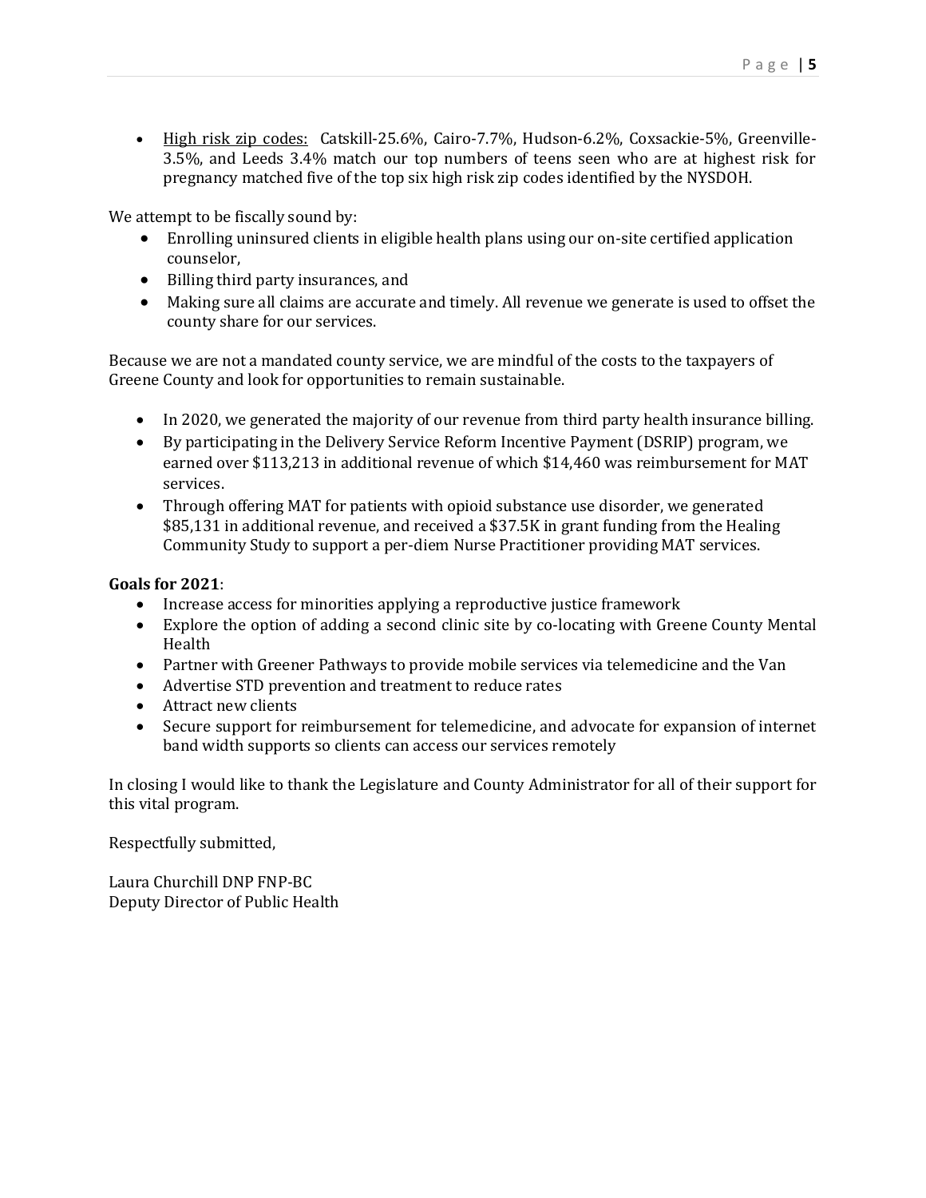- High risk zip codes: Catskill-25.6%, Cairo-7.7%, Hudson-6.2%, Coxsackie-5%, Greenville-3.5%, and Leeds 3.4% match our top numbers of teens seen who are at highest risk for pregnancy matched five of the top six high risk zip codes identified by the NYSDOH.

We attempt to be fiscally sound by:

- Enrolling uninsured clients in eligible health plans using our on-site certified application counselor,
- Billing third party insurances, and
- Making sure all claims are accurate and timely. All revenue we generate is used to offset the county share for our services.

Because we are not a mandated county service, we are mindful of the costs to the taxpayers of Greene County and look for opportunities to remain sustainable.

- In 2020, we generated the majority of our revenue from third party health insurance billing.
- By participating in the Delivery Service Reform Incentive Payment (DSRIP) program, we earned over $113,213 in additional revenue of which $14,460 was reimbursement for MAT services.
- Through offering MAT for patients with opioid substance use disorder, we generated $85,131 in additional revenue, and received a $37.5K in grant funding from the Healing Community Study to support a per-diem Nurse Practitioner providing MAT services.

**Goals for 2021**:

- Increase access for minorities applying a reproductive justice framework
- Explore the option of adding a second clinic site by co-locating with Greene County Mental Health
- Partner with Greener Pathways to provide mobile services via telemedicine and the Van
- Advertise STD prevention and treatment to reduce rates
- Attract new clients
- Secure support for reimbursement for telemedicine, and advocate for expansion of internet band width supports so clients can access our services remotely

In closing I would like to thank the Legislature and County Administrator for all of their support for this vital program.

Respectfully submitted,

Laura Churchill DNP FNP-BC
Deputy Director of Public Health